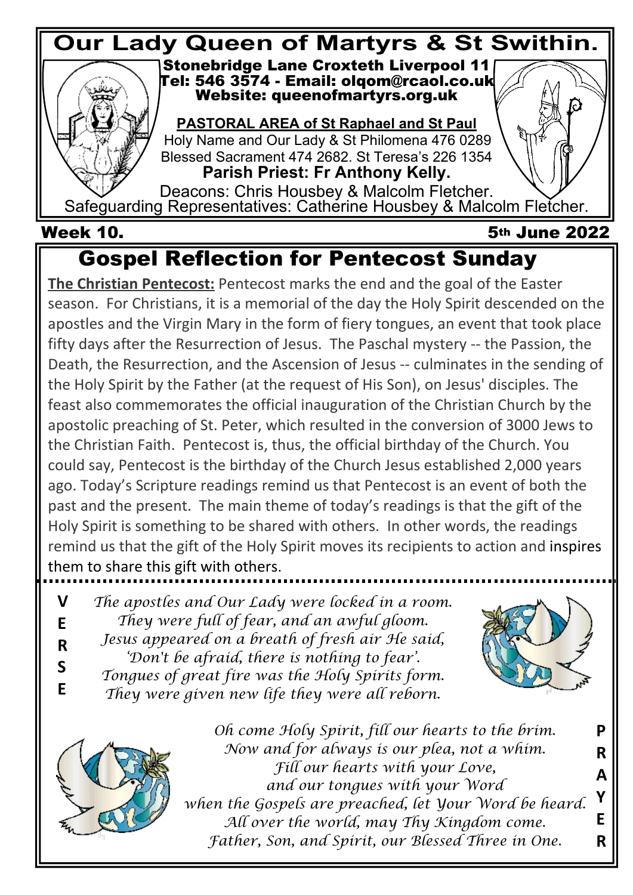# Our Lady Queen of Martyrs & St Swithin.

Stonebridge Lane Croxteth Liverpool 11
Tel: 546 3574 - Email: olqom@rcaol.co.uk
Website: queenofmartyrs.org.uk

**PASTORAL AREA of St Raphael and St Paul**

Holy Name and Our Lady & St Philomena 476 0289
Blessed Sacrament 474 2682. St Teresa's 226 1354

**Parish Priest: Fr Anthony Kelly.**

Deacons: Chris Housbey & Malcolm Fletcher.
Safeguarding Representatives: Catherine Housbey & Malcolm Fletcher.

**Week 10.** **5th June 2022**

## Gospel Reflection for Pentecost Sunday

**The Christian Pentecost:** Pentecost marks the end and the goal of the Easter season. For Christians, it is a memorial of the day the Holy Spirit descended on the apostles and the Virgin Mary in the form of fiery tongues, an event that took place fifty days after the Resurrection of Jesus. The Paschal mystery -- the Passion, the Death, the Resurrection, and the Ascension of Jesus -- culminates in the sending of the Holy Spirit by the Father (at the request of His Son), on Jesus' disciples. The feast also commemorates the official inauguration of the Christian Church by the apostolic preaching of St. Peter, which resulted in the conversion of 3000 Jews to the Christian Faith. Pentecost is, thus, the official birthday of the Church. You could say, Pentecost is the birthday of the Church Jesus established 2,000 years ago. Today's Scripture readings remind us that Pentecost is an event of both the past and the present. The main theme of today's readings is that the gift of the Holy Spirit is something to be shared with others. In other words, the readings remind us that the gift of the Holy Spirit moves its recipients to action and inspires them to share this gift with others.

**VERSE**

*The apostles and Our Lady were locked in a room.*
*They were full of fear, and an awful gloom.*
*Jesus appeared on a breath of fresh air He said,*
*'Don't be afraid, there is nothing to fear'.*
*Tongues of great fire was the Holy Spirits form.*
*They were given new life they were all reborn.*

**PRAYER**

*Oh come Holy Spirit, fill our hearts to the brim.*
*Now and for always is our plea, not a whim.*
*Fill our hearts with your Love,*
*and our tongues with your Word*
*when the Gospels are preached, let Your Word be heard.*
*All over the world, may Thy Kingdom come.*
*Father, Son, and Spirit, our Blessed Three in One.*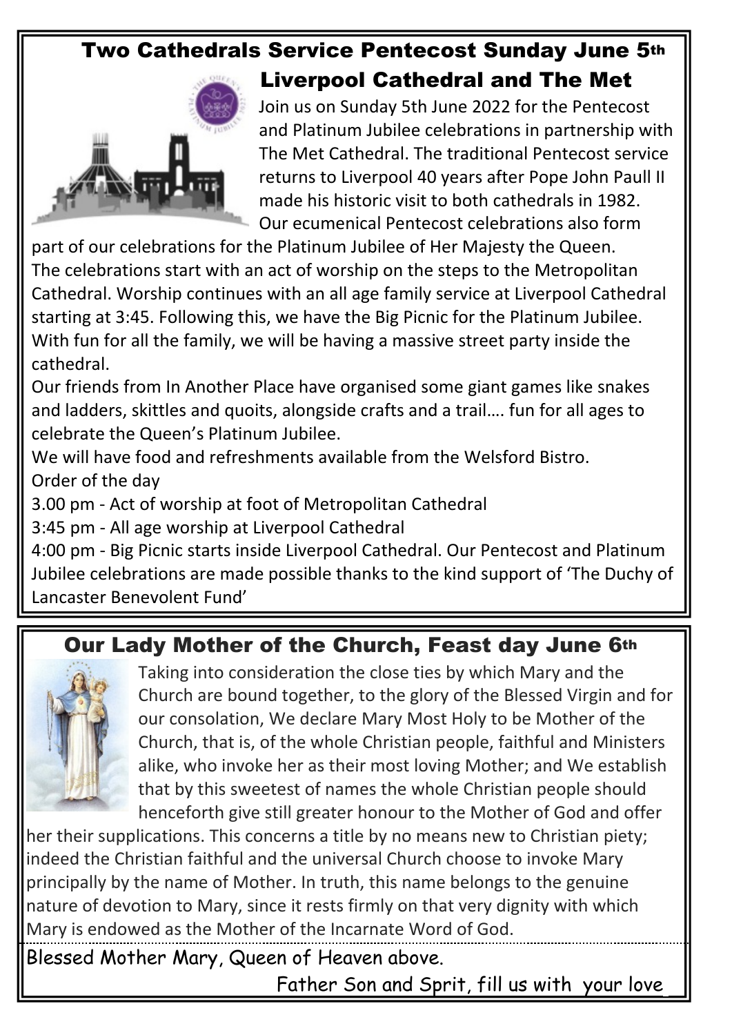## Two Cathedrals Service Pentecost Sunday June 5th

### Liverpool Cathedral and The Met

Join us on Sunday 5th June 2022 for the Pentecost and Platinum Jubilee celebrations in partnership with The Met Cathedral. The traditional Pentecost service returns to Liverpool 40 years after Pope John Paull II made his historic visit to both cathedrals in 1982. Our ecumenical Pentecost celebrations also form part of our celebrations for the Platinum Jubilee of Her Majesty the Queen.

The celebrations start with an act of worship on the steps to the Metropolitan Cathedral. Worship continues with an all age family service at Liverpool Cathedral starting at 3:45. Following this, we have the Big Picnic for the Platinum Jubilee. With fun for all the family, we will be having a massive street party inside the cathedral.

Our friends from In Another Place have organised some giant games like snakes and ladders, skittles and quoits, alongside crafts and a trail…. fun for all ages to celebrate the Queen's Platinum Jubilee.

We will have food and refreshments available from the Welsford Bistro.

Order of the day

3.00 pm - Act of worship at foot of Metropolitan Cathedral

3:45 pm - All age worship at Liverpool Cathedral

4:00 pm - Big Picnic starts inside Liverpool Cathedral. Our Pentecost and Platinum Jubilee celebrations are made possible thanks to the kind support of 'The Duchy of Lancaster Benevolent Fund'

## Our Lady Mother of the Church, Feast day June 6th

Taking into consideration the close ties by which Mary and the Church are bound together, to the glory of the Blessed Virgin and for our consolation, We declare Mary Most Holy to be Mother of the Church, that is, of the whole Christian people, faithful and Ministers alike, who invoke her as their most loving Mother; and We establish that by this sweetest of names the whole Christian people should henceforth give still greater honour to the Mother of God and offer her their supplications. This concerns a title by no means new to Christian piety; indeed the Christian faithful and the universal Church choose to invoke Mary principally by the name of Mother. In truth, this name belongs to the genuine nature of devotion to Mary, since it rests firmly on that very dignity with which Mary is endowed as the Mother of the Incarnate Word of God.

Blessed Mother Mary, Queen of Heaven above.

Father Son and Sprit, fill us with your love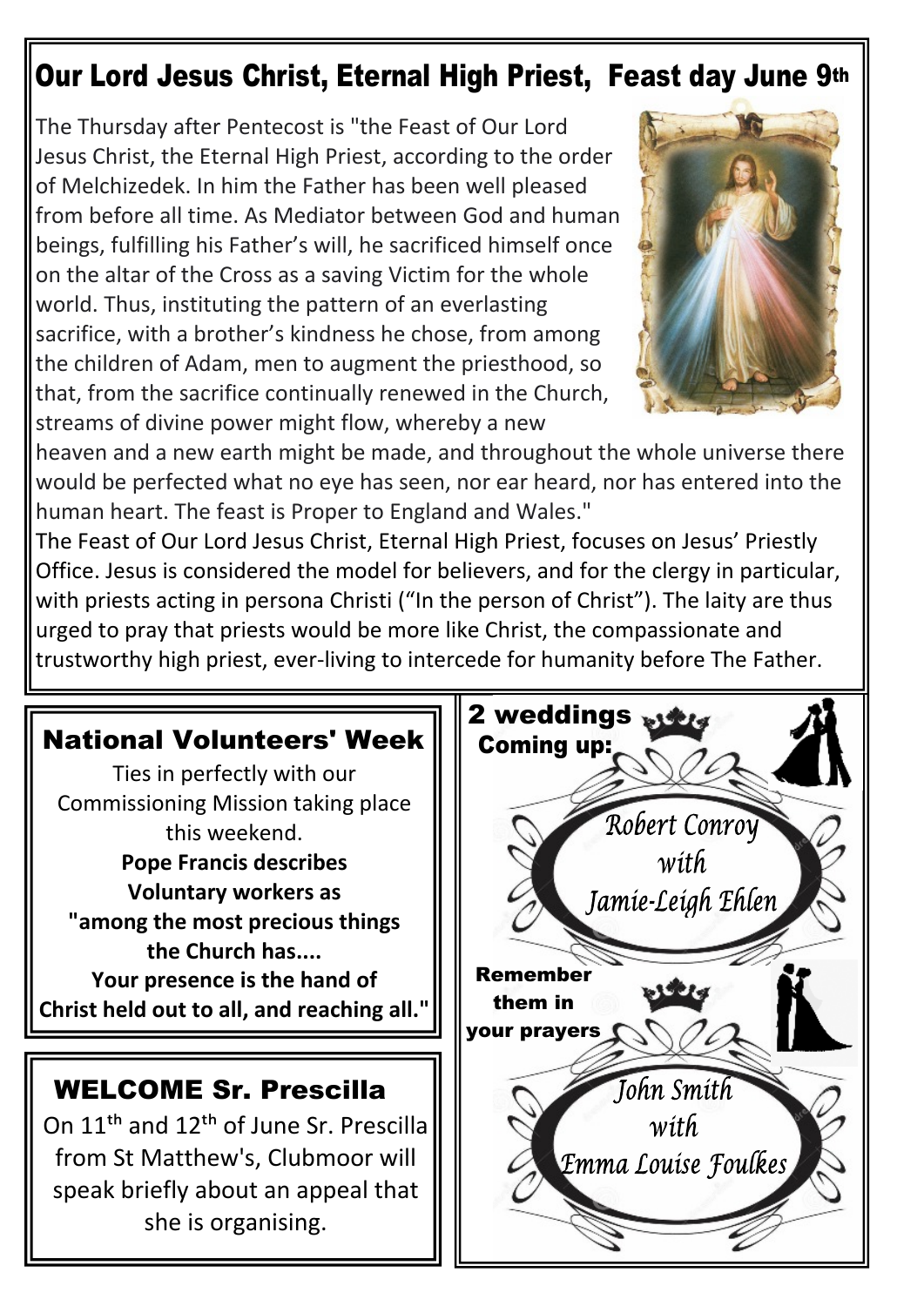## Our Lord Jesus Christ, Eternal High Priest, Feast day June 9th

The Thursday after Pentecost is "the Feast of Our Lord Jesus Christ, the Eternal High Priest, according to the order of Melchizedek. In him the Father has been well pleased from before all time. As Mediator between God and human beings, fulfilling his Father's will, he sacrificed himself once on the altar of the Cross as a saving Victim for the whole world. Thus, instituting the pattern of an everlasting sacrifice, with a brother's kindness he chose, from among the children of Adam, men to augment the priesthood, so that, from the sacrifice continually renewed in the Church, streams of divine power might flow, whereby a new heaven and a new earth might be made, and throughout the whole universe there would be perfected what no eye has seen, nor ear heard, nor has entered into the human heart. The feast is Proper to England and Wales."

The Feast of Our Lord Jesus Christ, Eternal High Priest, focuses on Jesus' Priestly Office. Jesus is considered the model for believers, and for the clergy in particular, with priests acting in persona Christi ("In the person of Christ"). The laity are thus urged to pray that priests would be more like Christ, the compassionate and trustworthy high priest, ever-living to intercede for humanity before The Father.

## National Volunteers' Week

Ties in perfectly with our Commissioning Mission taking place this weekend.

**Pope Francis describes Voluntary workers as "among the most precious things the Church has.... Your presence is the hand of Christ held out to all, and reaching all."**

## WELCOME Sr. Prescilla

On 11th and 12th of June Sr. Prescilla from St Matthew's, Clubmoor will speak briefly about an appeal that she is organising.

## 2 weddings Coming up:

*Robert Conroy with Jamie-Leigh Ehlen*

*John Smith with Emma Louise Foulkes*

**Remember them in your prayers**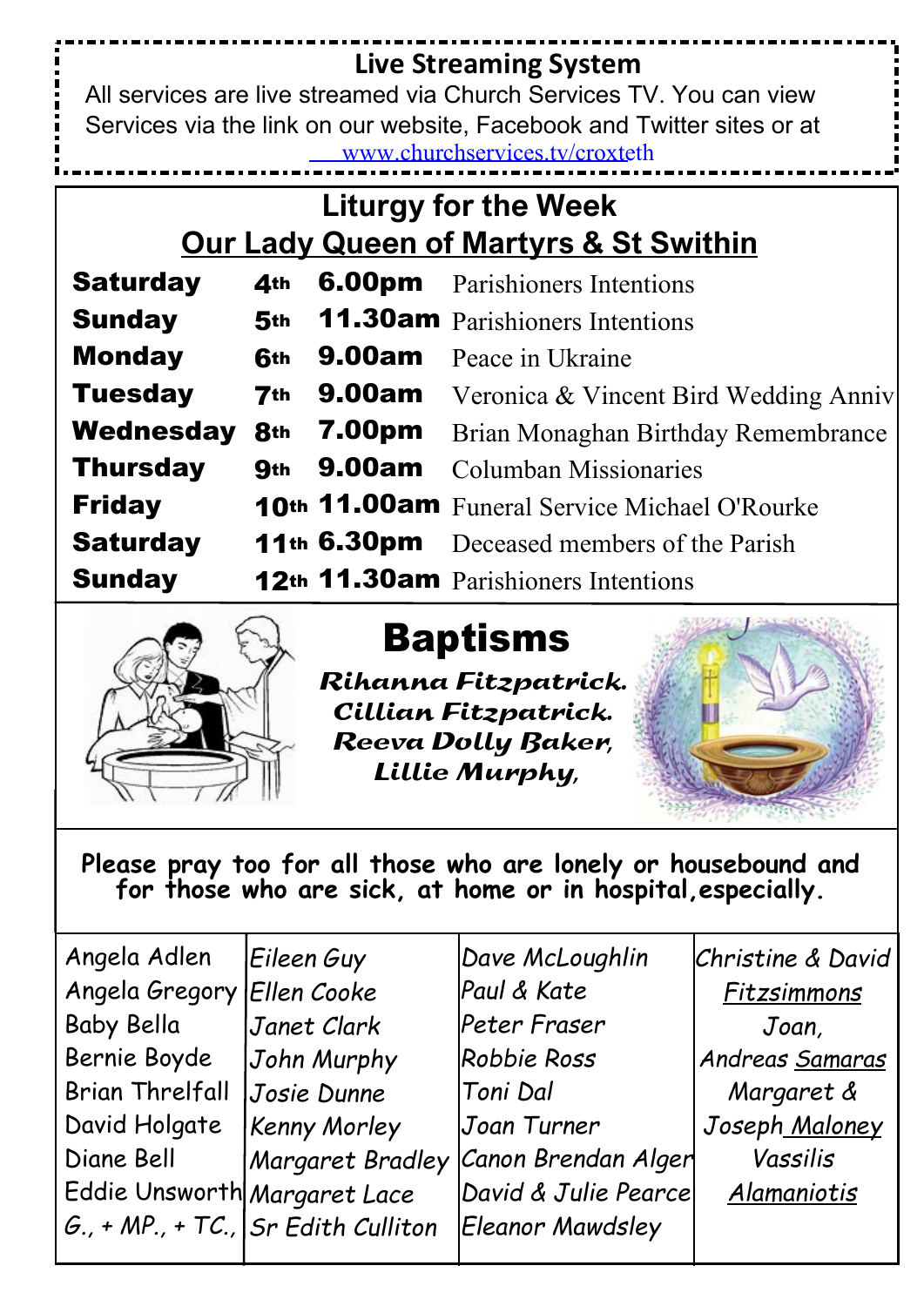## Live Streaming System

All services are live streamed via Church Services TV. You can view Services via the link on our website, Facebook and Twitter sites or at www.churchservices.tv/croxteth

## Liturgy for the Week

### Our Lady Queen of Martyrs & St Swithin

| | | | |
|---|---|---|---|
| **Saturday** | **4th** | **6.00pm** | Parishioners Intentions |
| **Sunday** | **5th** | **11.30am** | Parishioners Intentions |
| **Monday** | **6th** | **9.00am** | Peace in Ukraine |
| **Tuesday** | **7th** | **9.00am** | Veronica & Vincent Bird Wedding Anniv |
| **Wednesday** | **8th** | **7.00pm** | Brian Monaghan Birthday Remembrance |
| **Thursday** | **9th** | **9.00am** | Columban Missionaries |
| **Friday** | **10th** | **11.00am** | Funeral Service Michael O'Rourke |
| **Saturday** | **11th** | **6.30pm** | Deceased members of the Parish |
| **Sunday** | **12th** | **11.30am** | Parishioners Intentions |

## Baptisms

*Rihanna Fitzpatrick.*
*Cillian Fitzpatrick.*
*Reeva Dolly Baker,*
*Lillie Murphy,*

**Please pray too for all those who are lonely or housebound and for those who are sick, at home or in hospital, especially.**

| | | | |
|---|---|---|---|
| Angela Adlen | *Eileen Guy* | *Dave McLoughlin* | *Christine & David Fitzsimmons* |
| Angela Gregory | *Ellen Cooke* | *Paul & Kate* | *Joan,* |
| Baby Bella | *Janet Clark* | *Peter Fraser* | *Andreas Samaras* |
| Bernie Boyde | *John Murphy* | *Robbie Ross* | *Margaret & Joseph Maloney* |
| Brian Threlfall | *Josie Dunne* | *Toni Dal* | *Vassilis Alamaniotis* |
| David Holgate | *Kenny Morley* | *Joan Turner* | |
| Diane Bell | *Margaret Bradley* | *Canon Brendan Alger* | |
| Eddie Unsworth | *Margaret Lace* | *David & Julie Pearce* | |
| G., + MP., + TC., | *Sr Edith Culliton* | *Eleanor Mawdsley* | |